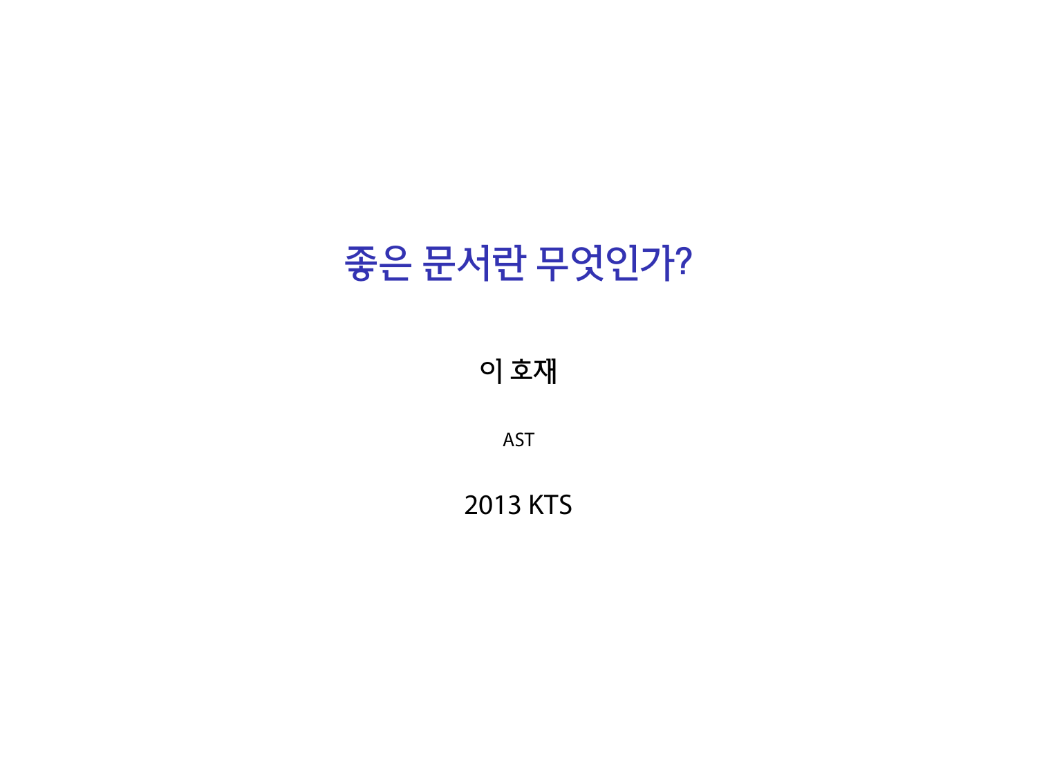# 좋은 문서란 무엇인가?

이 호재

AST

2013 KTS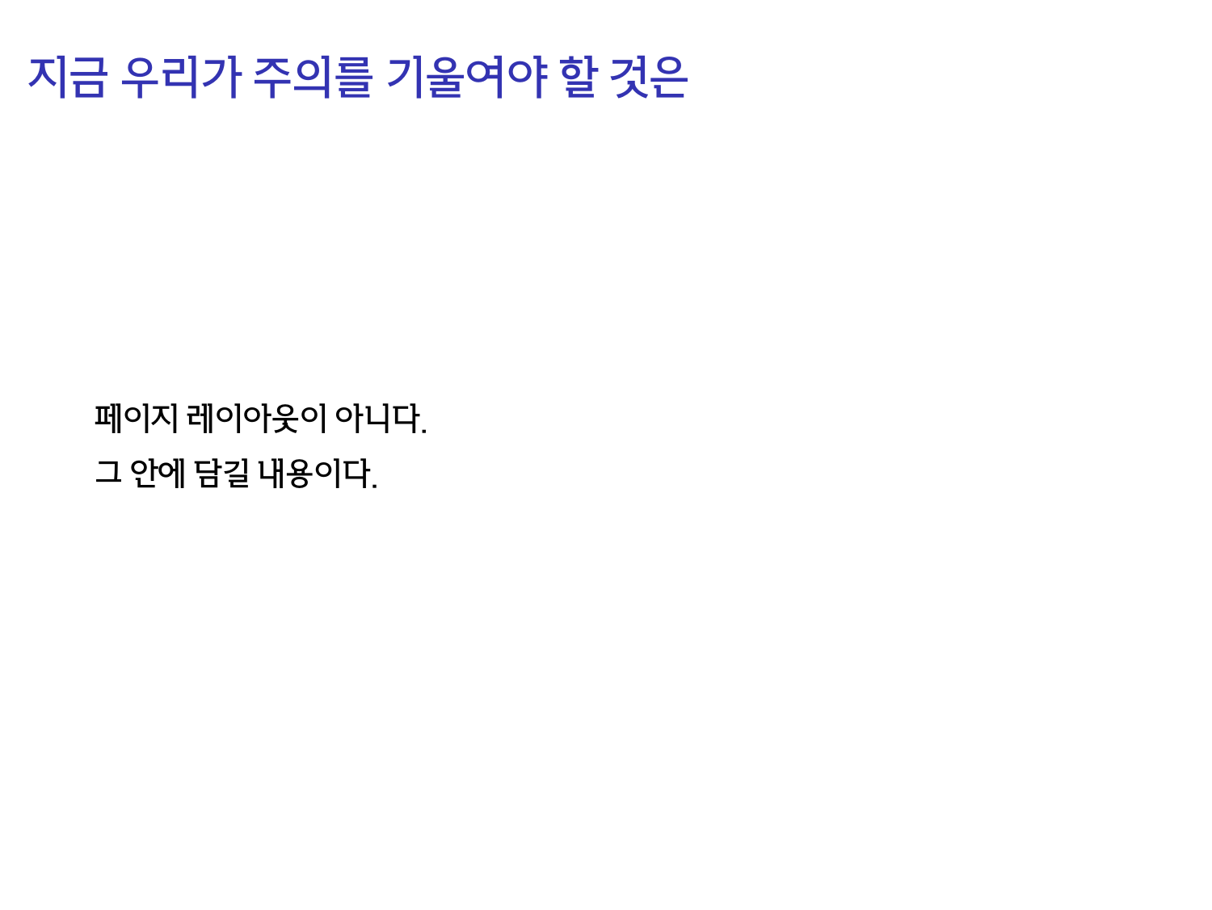# 지금 우리가 주의를 기울여야 할 것은

페이지 레이아웃이 아니다.

그 안에 담길 내용이다.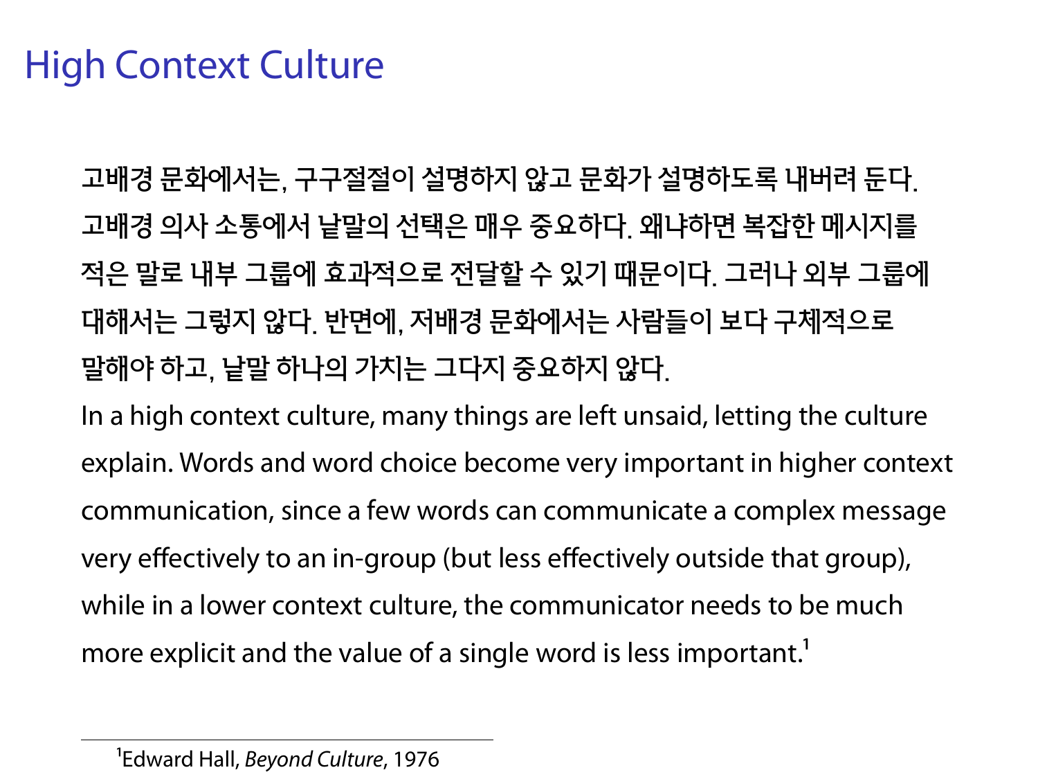# High Context Culture

고배경 문화에서는, 구구절절이 설명하지 않고 문화가 설명하도록 내버려 둔다. 고배경 의사 소통에서 낱말의 선택은 매우 중요하다. 왜냐하면 복잡한 메시지를 적은 말로 내부 그룹에 효과적으로 전달할 수 있기 때문이다. 그러나 외부 그룹에 대해서는 그렇지 않다. 반면에, 저배경 문화에서는 사람들이 보다 구체적으로 말해야 하고, 낱말 하나의 가치는 그다지 중요하지 않다.

In a high context culture, many things are left unsaid, letting the culture explain. Words and word choice become very important in higher context communication, since a few words can communicate a complex message very effectively to an in-group (but less effectively outside that group), while in a lower context culture, the communicator needs to be much more explicit and the value of a single word is less important.[1]

---

[1] Edward Hall, *Beyond Culture*, 1976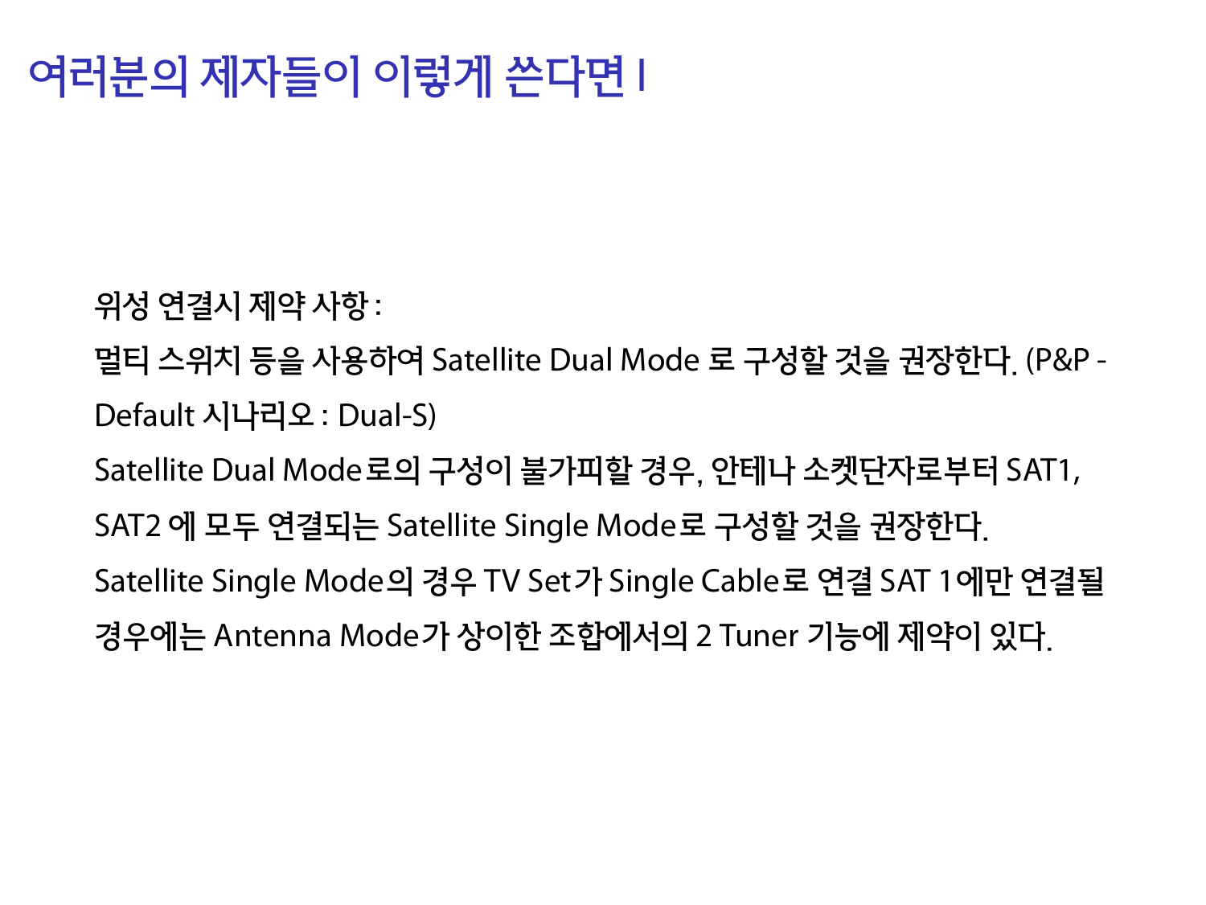# 여러분의 제자들이 이렇게 쓴다면 I

위성 연결시 제약 사항 :

멀티 스위치 등을 사용하여 Satellite Dual Mode 로 구성할 것을 권장한다. (P&P - Default 시나리오 : Dual-S)

Satellite Dual Mode로의 구성이 불가피할 경우, 안테나 소켓단자로부터 SAT1, SAT2 에 모두 연결되는 Satellite Single Mode로 구성할 것을 권장한다.

Satellite Single Mode의 경우 TV Set가 Single Cable로 연결 SAT 1에만 연결될 경우에는 Antenna Mode가 상이한 조합에서의 2 Tuner 기능에 제약이 있다.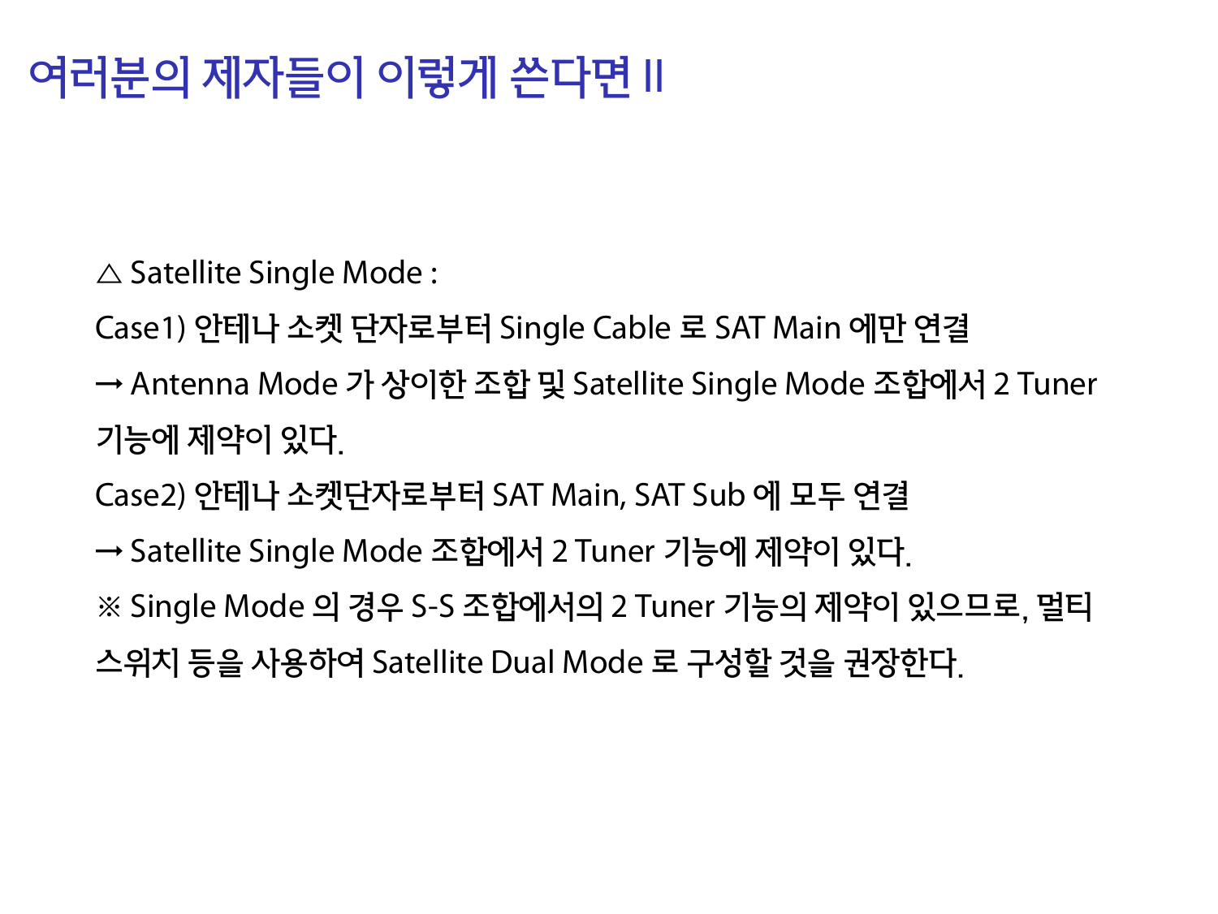# 여러분의 제자들이 이렇게 쓴다면 II

△ Satellite Single Mode :

Case1) 안테나 소켓 단자로부터 Single Cable 로 SAT Main 에만 연결

→ Antenna Mode 가 상이한 조합 및 Satellite Single Mode 조합에서 2 Tuner 기능에 제약이 있다.

Case2) 안테나 소켓단자로부터 SAT Main, SAT Sub 에 모두 연결

→ Satellite Single Mode 조합에서 2 Tuner 기능에 제약이 있다.

※ Single Mode 의 경우 S-S 조합에서의 2 Tuner 기능의 제약이 있으므로, 멀티스위치 등을 사용하여 Satellite Dual Mode 로 구성할 것을 권장한다.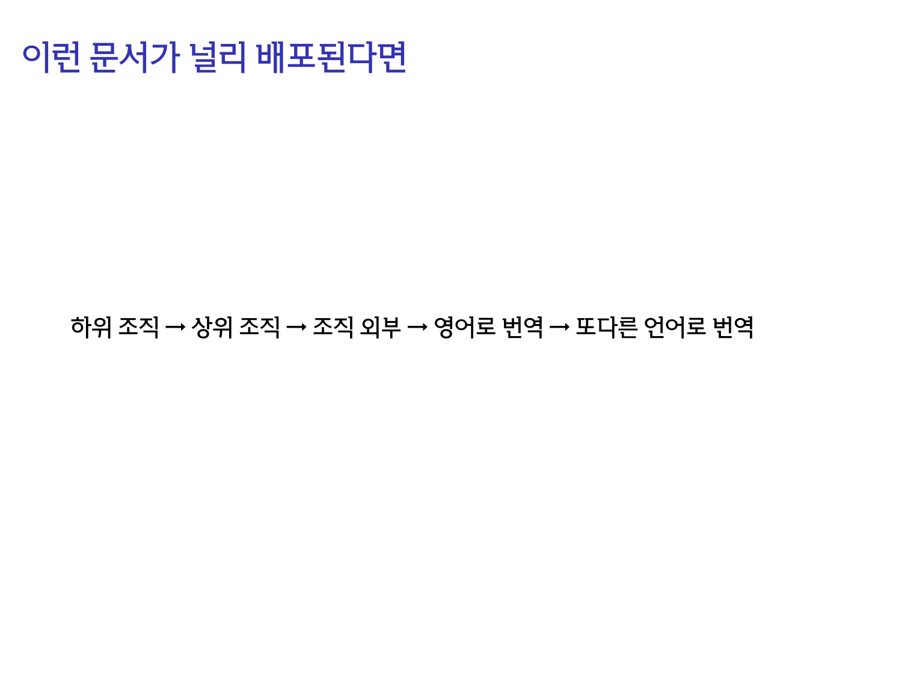# 이런 문서가 널리 배포된다면

하위 조직 → 상위 조직 → 조직 외부 → 영어로 번역 → 또다른 언어로 번역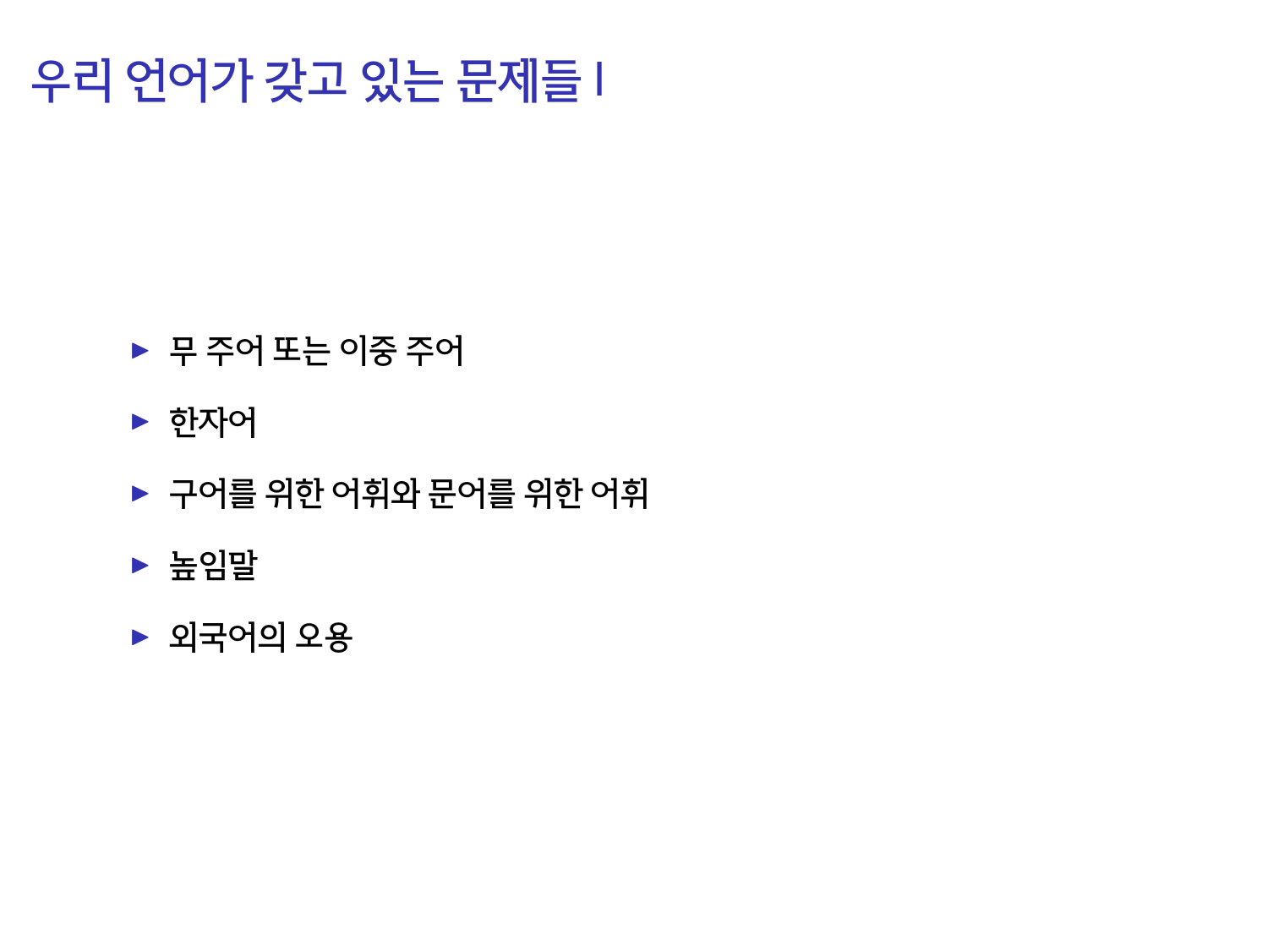# 우리 언어가 갖고 있는 문제들 I

- 무 주어 또는 이중 주어
- 한자어
- 구어를 위한 어휘와 문어를 위한 어휘
- 높임말
- 외국어의 오용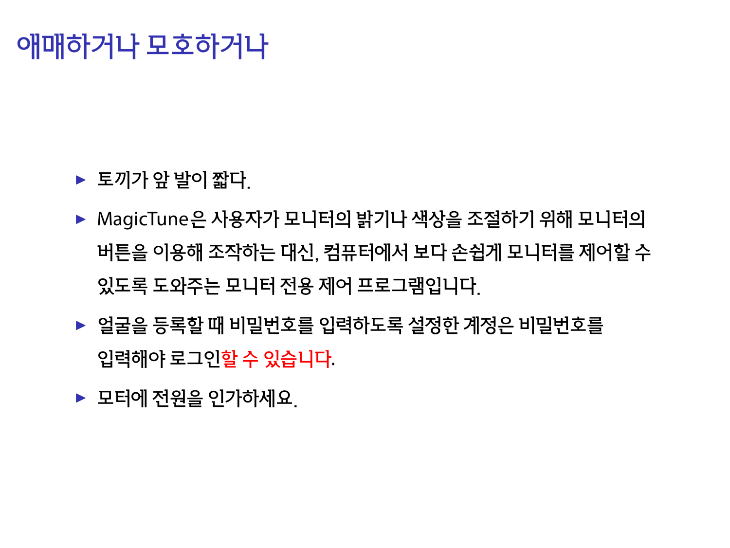# 애매하거나 모호하거나

- 토끼가 앞 발이 짧다.
- MagicTune은 사용자가 모니터의 밝기나 색상을 조절하기 위해 모니터의 버튼을 이용해 조작하는 대신, 컴퓨터에서 보다 손쉽게 모니터를 제어할 수 있도록 도와주는 모니터 전용 제어 프로그램입니다.
- 얼굴을 등록할 때 비밀번호를 입력하도록 설정한 계정은 비밀번호를 입력해야 로그인할 수 있습니다.
- 모터에 전원을 인가하세요.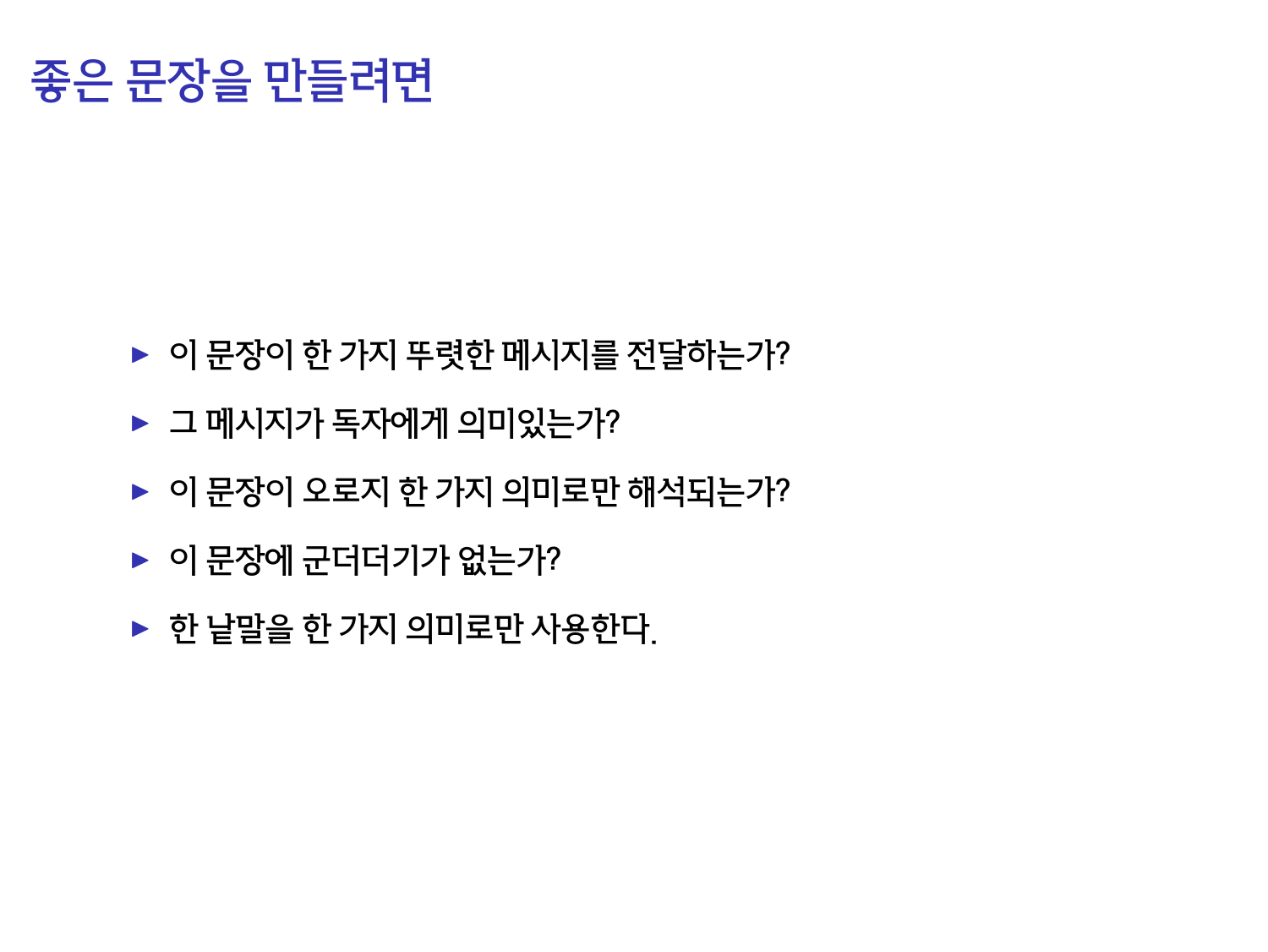# 좋은 문장을 만들려면

- 이 문장이 한 가지 뚜렷한 메시지를 전달하는가?
- 그 메시지가 독자에게 의미있는가?
- 이 문장이 오로지 한 가지 의미로만 해석되는가?
- 이 문장에 군더더기가 없는가?
- 한 낱말을 한 가지 의미로만 사용한다.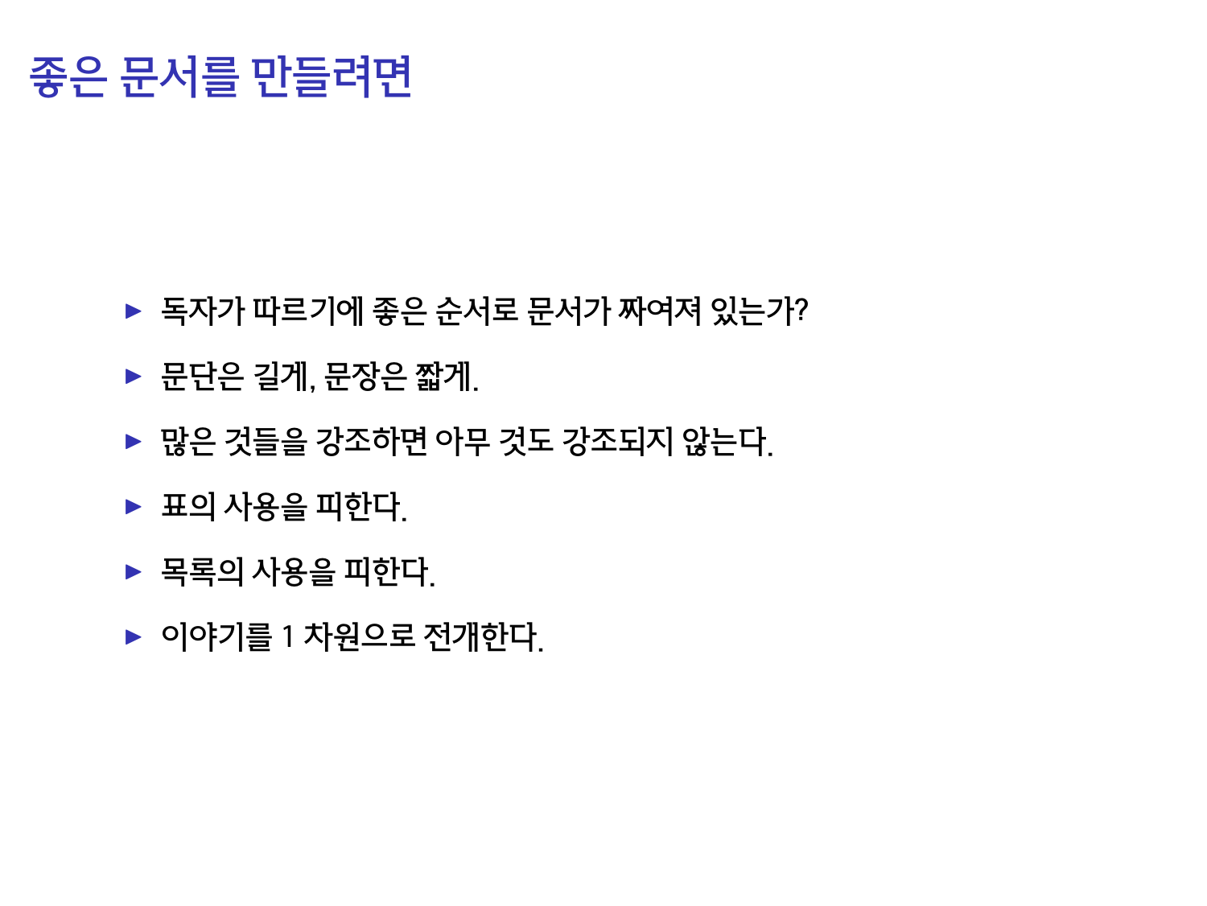# 좋은 문서를 만들려면

- 독자가 따르기에 좋은 순서로 문서가 짜여져 있는가?
- 문단은 길게, 문장은 짧게.
- 많은 것들을 강조하면 아무 것도 강조되지 않는다.
- 표의 사용을 피한다.
- 목록의 사용을 피한다.
- 이야기를 1 차원으로 전개한다.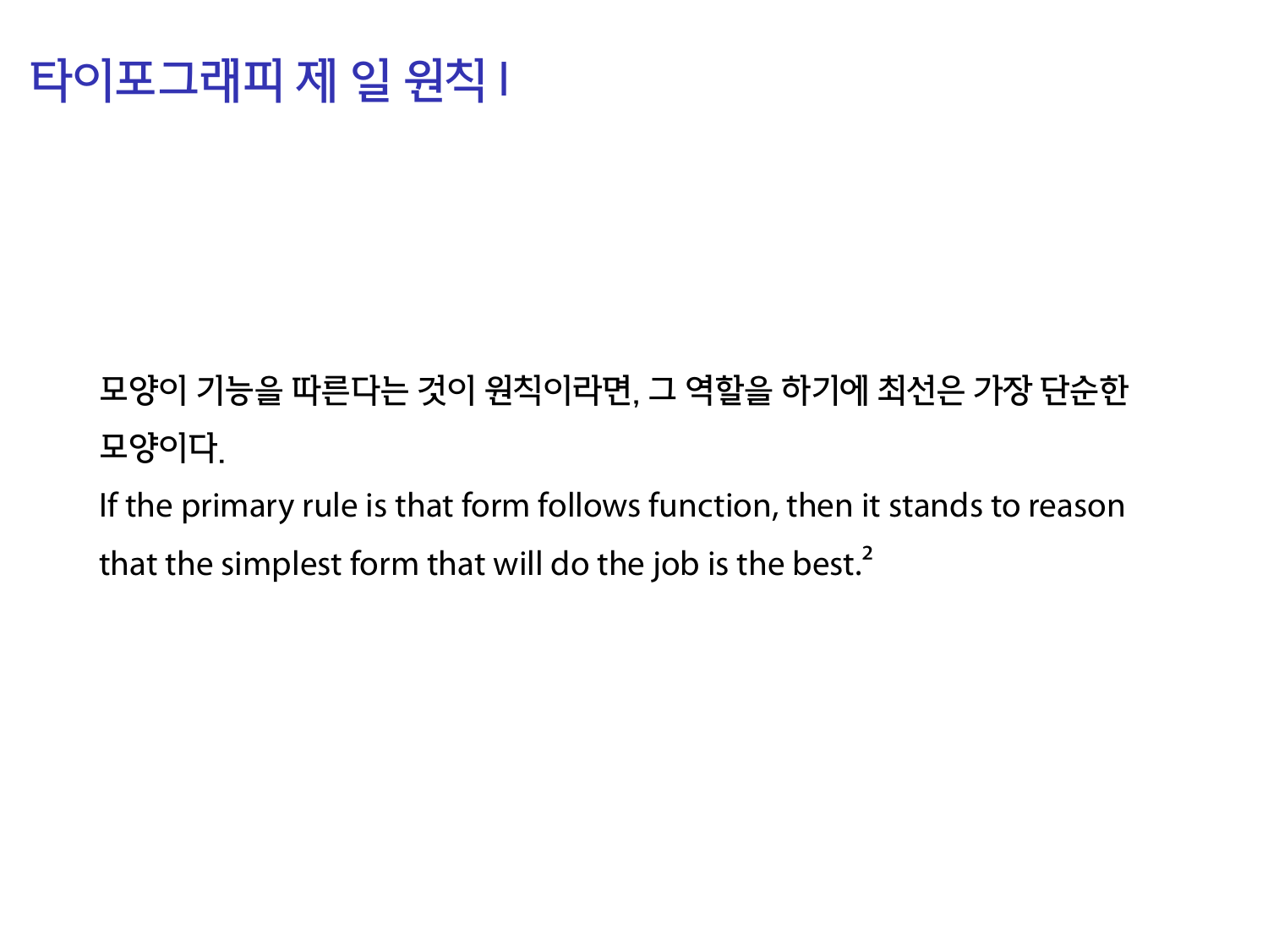# 타이포그래피 제 일 원칙 I

모양이 기능을 따른다는 것이 원칙이라면, 그 역할을 하기에 최선은 가장 단순한 모양이다.

If the primary rule is that form follows function, then it stands to reason that the simplest form that will do the job is the best.[2]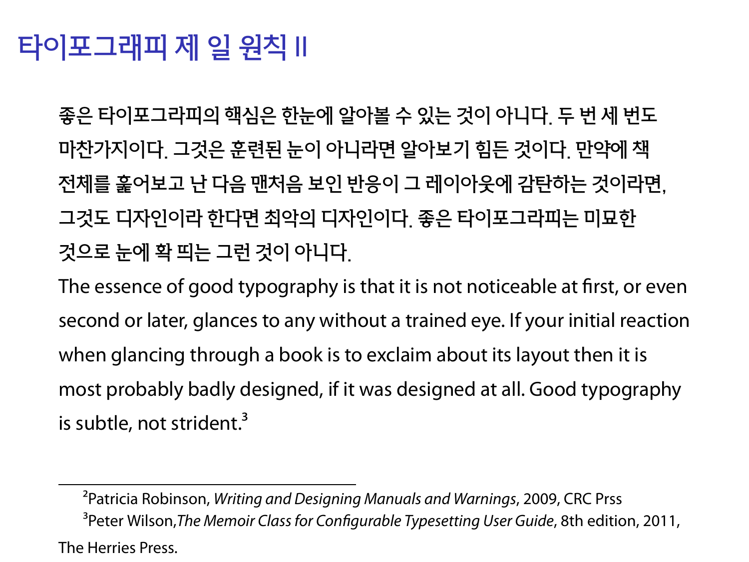# 타이포그래피 제 일 원칙 II

좋은 타이포그라피의 핵심은 한눈에 알아볼 수 있는 것이 아니다. 두 번 세 번도 마찬가지이다. 그것은 훈련된 눈이 아니라면 알아보기 힘든 것이다. 만약에 책 전체를 훑어보고 난 다음 맨처음 보인 반응이 그 레이아웃에 감탄하는 것이라면, 그것도 디자인이라 한다면 최악의 디자인이다. 좋은 타이포그라피는 미묘한 것으로 눈에 확 띄는 그런 것이 아니다.

The essence of good typography is that it is not noticeable at first, or even second or later, glances to any without a trained eye. If your initial reaction when glancing through a book is to exclaim about its layout then it is most probably badly designed, if it was designed at all. Good typography is subtle, not strident.[3]

---

[2]Patricia Robinson, *Writing and Designing Manuals and Warnings*, 2009, CRC Prss

[3]Peter Wilson,*The Memoir Class for Configurable Typesetting User Guide*, 8th edition, 2011, The Herries Press.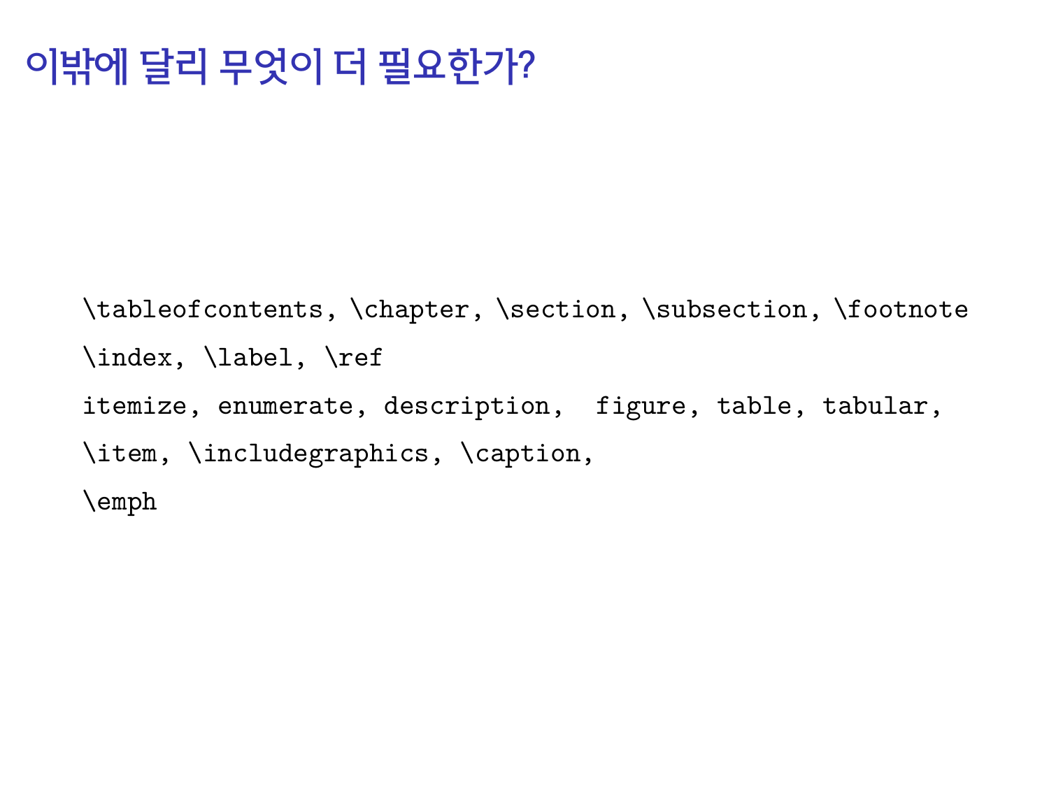# 이밖에 달리 무엇이 더 필요한가?

```
\tableofcontents, \chapter, \section, \subsection, \footnote
\index, \label, \ref
itemize, enumerate, description,  figure, table, tabular,
\item, \includegraphics, \caption,
\emph
```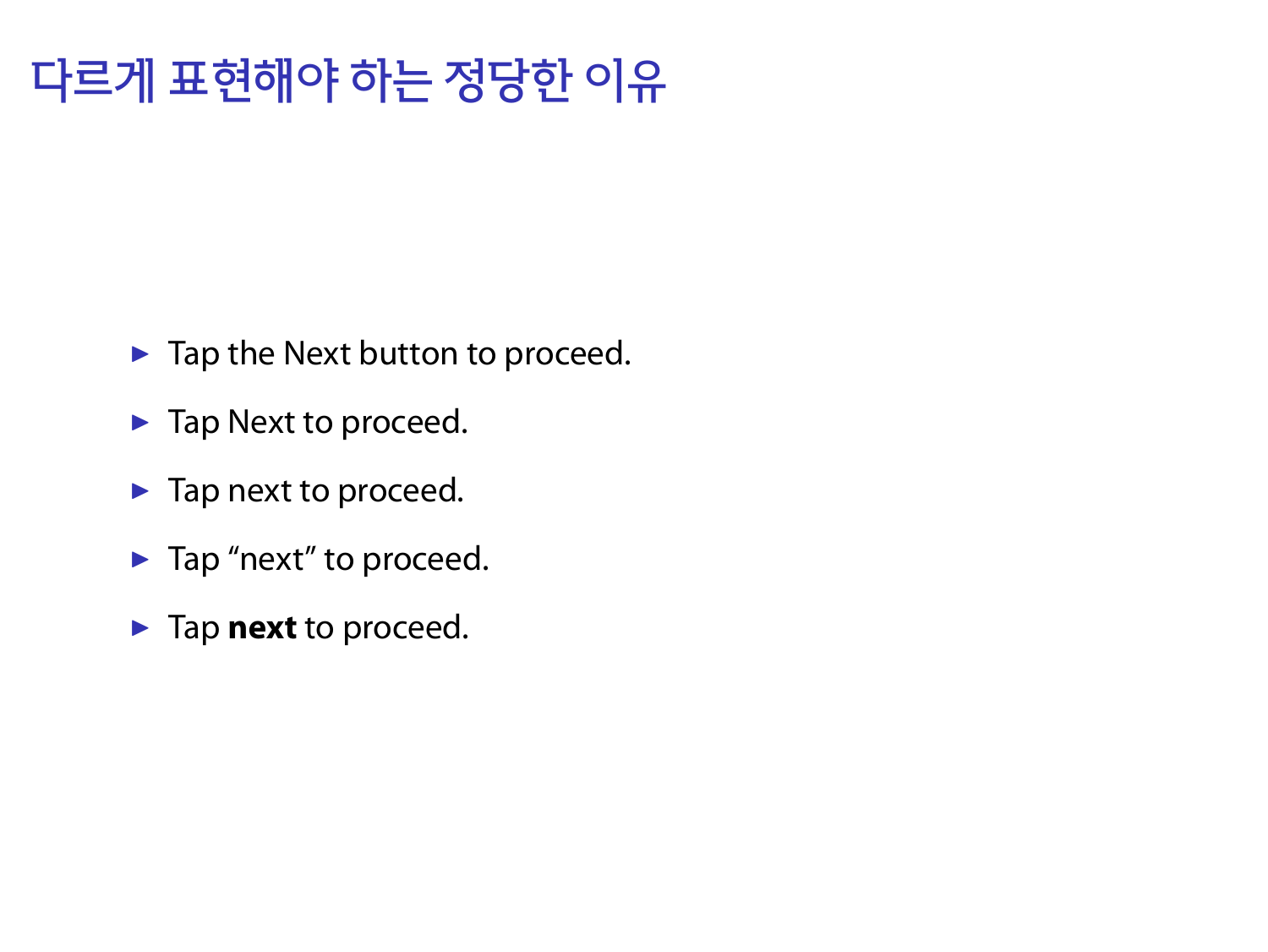# 다르게 표현해야 하는 정당한 이유

- Tap the Next button to proceed.
- Tap Next to proceed.
- Tap next to proceed.
- Tap “next” to proceed.
- Tap **next** to proceed.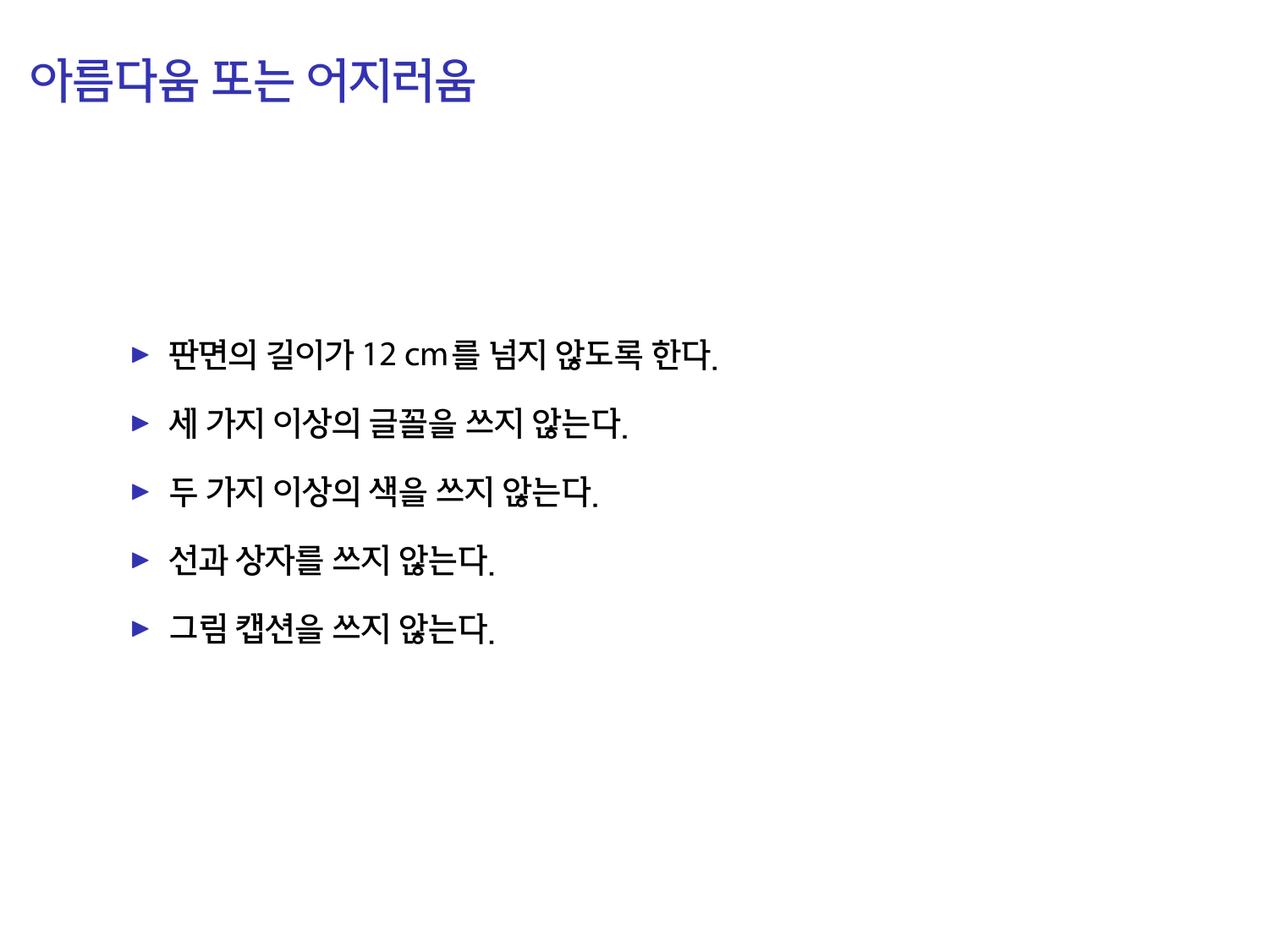# 아름다움 또는 어지러움

- 판면의 길이가 12 cm를 넘지 않도록 한다.
- 세 가지 이상의 글꼴을 쓰지 않는다.
- 두 가지 이상의 색을 쓰지 않는다.
- 선과 상자를 쓰지 않는다.
- 그림 캡션을 쓰지 않는다.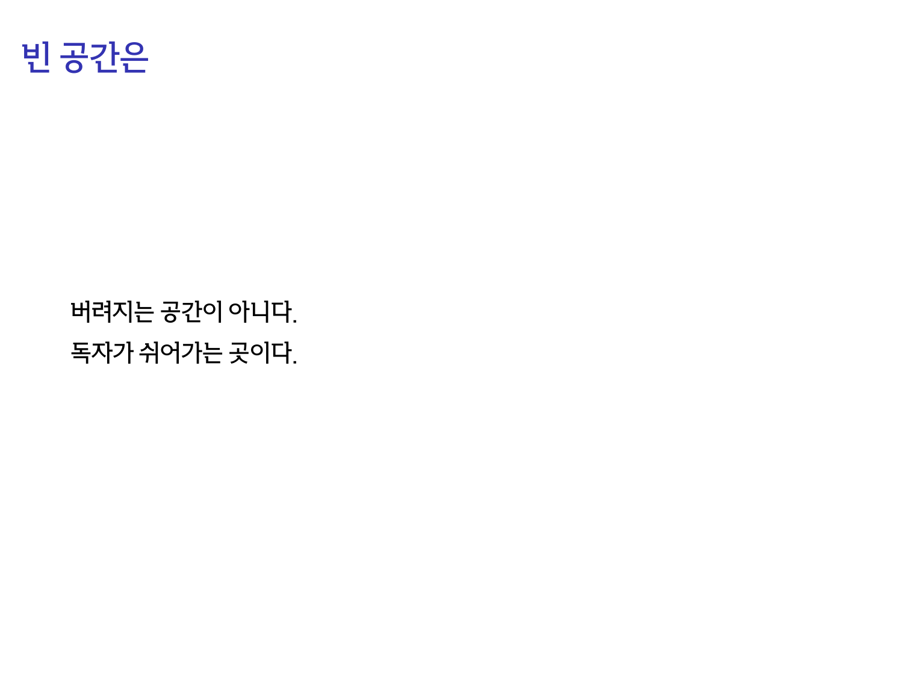# 빈 공간은

버려지는 공간이 아니다.

독자가 쉬어가는 곳이다.